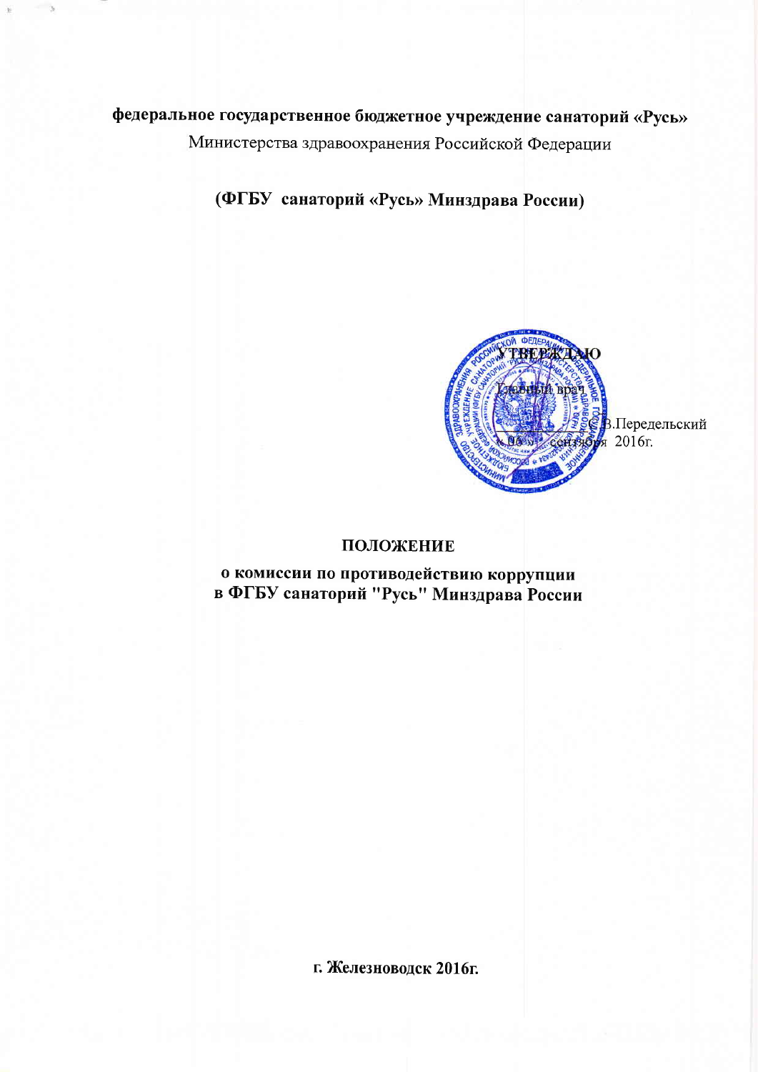**федеральное государственное бюджетное учреждение санаторий «Русь»**

Министерства здравоохранения Российской Федерации

**(ФГБУ санаторий «Русь» Минздрава России)**

УТВЕРЖДАЮ

Главный врач

С.В.Передельский

«06» сентября 2016г.

## ПОЛОЖЕНИЕ

### о комиссии по противодействию коррупции в ФГБУ санаторий "Русь" Минздрава России

**г. Железноводск 2016г.**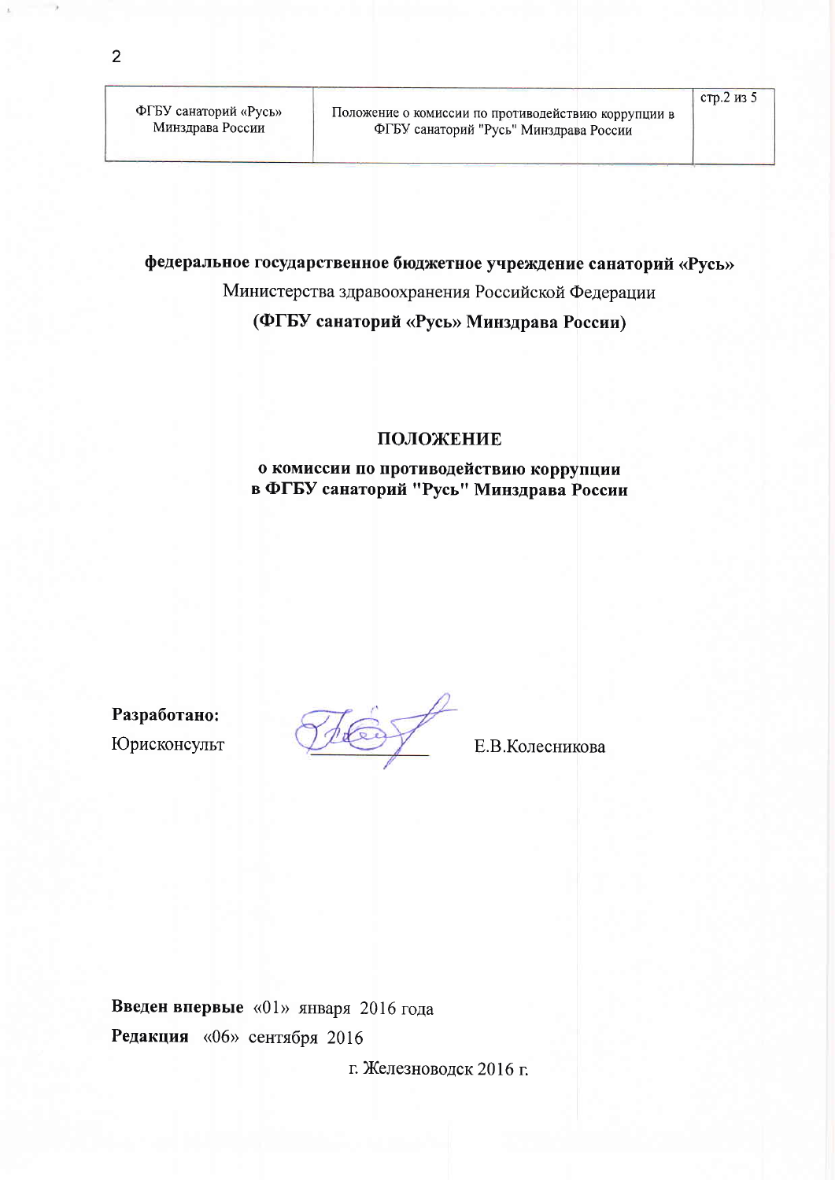**федеральное государственное бюджетное учреждение санаторий «Русь»**

Министерства здравоохранения Российской Федерации

**(ФГБУ санаторий «Русь» Минздрава России)**

# ПОЛОЖЕНИЕ

## о комиссии по противодействию коррупции в ФГБУ санаторий "Русь" Минздрава России

**Разработано:**

Юрисконсульт ____________ Е.В.Колесникова

**Введен впервые** «01» января 2016 года

**Редакция** «06» сентября 2016

г. Железноводск 2016 г.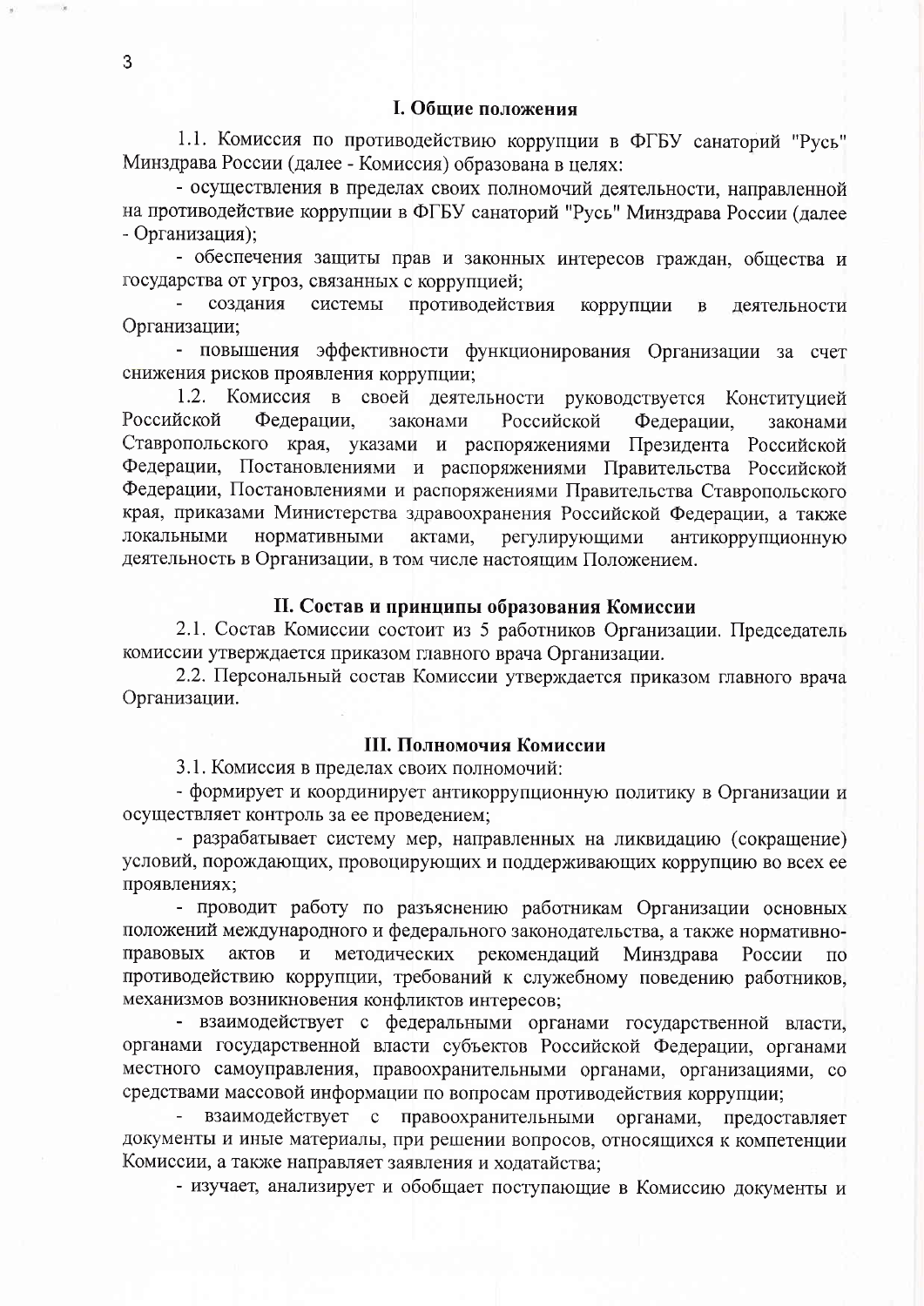## I. Общие положения

1.1. Комиссия по противодействию коррупции в ФГБУ санаторий "Русь" Минздрава России (далее - Комиссия) образована в целях:

- осуществления в пределах своих полномочий деятельности, направленной на противодействие коррупции в ФГБУ санаторий "Русь" Минздрава России (далее - Организация);
- обеспечения защиты прав и законных интересов граждан, общества и государства от угроз, связанных с коррупцией;
- создания системы противодействия коррупции в деятельности Организации;
- повышения эффективности функционирования Организации за счет снижения рисков проявления коррупции;

1.2. Комиссия в своей деятельности руководствуется Конституцией Российской Федерации, законами Российской Федерации, законами Ставропольского края, указами и распоряжениями Президента Российской Федерации, Постановлениями и распоряжениями Правительства Российской Федерации, Постановлениями и распоряжениями Правительства Ставропольского края, приказами Министерства здравоохранения Российской Федерации, а также локальными нормативными актами, регулирующими антикоррупционную деятельность в Организации, в том числе настоящим Положением.

## II. Состав и принципы образования Комиссии

2.1. Состав Комиссии состоит из 5 работников Организации. Председатель комиссии утверждается приказом главного врача Организации.

2.2. Персональный состав Комиссии утверждается приказом главного врача Организации.

## III. Полномочия Комиссии

3.1. Комиссия в пределах своих полномочий:

- формирует и координирует антикоррупционную политику в Организации и осуществляет контроль за ее проведением;
- разрабатывает систему мер, направленных на ликвидацию (сокращение) условий, порождающих, провоцирующих и поддерживающих коррупцию во всех ее проявлениях;
- проводит работу по разъяснению работникам Организации основных положений международного и федерального законодательства, а также нормативно-правовых актов и методических рекомендаций Минздрава России по противодействию коррупции, требований к служебному поведению работников, механизмов возникновения конфликтов интересов;
- взаимодействует с федеральными органами государственной власти, органами государственной власти субъектов Российской Федерации, органами местного самоуправления, правоохранительными органами, организациями, со средствами массовой информации по вопросам противодействия коррупции;
- взаимодействует с правоохранительными органами, предоставляет документы и иные материалы, при решении вопросов, относящихся к компетенции Комиссии, а также направляет заявления и ходатайства;
- изучает, анализирует и обобщает поступающие в Комиссию документы и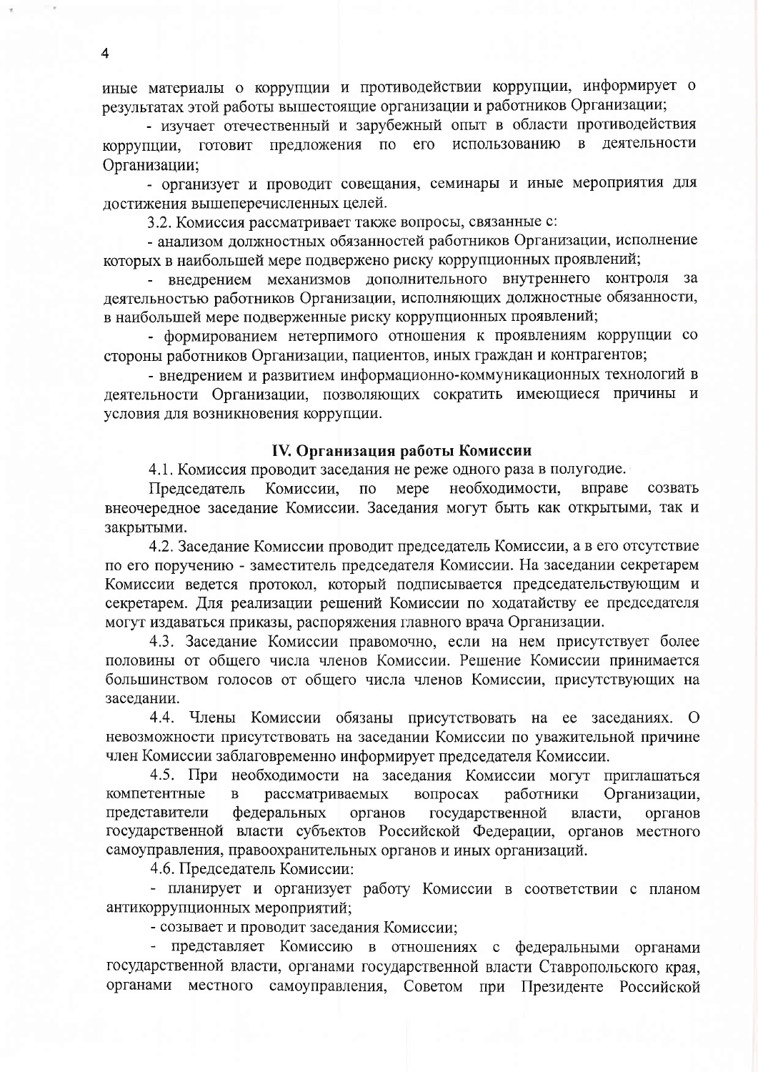иные материалы о коррупции и противодействии коррупции, информирует о результатах этой работы вышестоящие организации и работников Организации;

- изучает отечественный и зарубежный опыт в области противодействия коррупции, готовит предложения по его использованию в деятельности Организации;
- организует и проводит совещания, семинары и иные мероприятия для достижения вышеперечисленных целей.

3.2. Комиссия рассматривает также вопросы, связанные с:

- анализом должностных обязанностей работников Организации, исполнение которых в наибольшей мере подвержено риску коррупционных проявлений;
- внедрением механизмов дополнительного внутреннего контроля за деятельностью работников Организации, исполняющих должностные обязанности, в наибольшей мере подверженные риску коррупционных проявлений;
- формированием нетерпимого отношения к проявлениям коррупции со стороны работников Организации, пациентов, иных граждан и контрагентов;
- внедрением и развитием информационно-коммуникационных технологий в деятельности Организации, позволяющих сократить имеющиеся причины и условия для возникновения коррупции.

## IV. Организация работы Комиссии

4.1. Комиссия проводит заседания не реже одного раза в полугодие.

Председатель Комиссии, по мере необходимости, вправе созвать внеочередное заседание Комиссии. Заседания могут быть как открытыми, так и закрытыми.

4.2. Заседание Комиссии проводит председатель Комиссии, а в его отсутствие по его поручению - заместитель председателя Комиссии. На заседании секретарем Комиссии ведется протокол, который подписывается председательствующим и секретарем. Для реализации решений Комиссии по ходатайству ее председателя могут издаваться приказы, распоряжения главного врача Организации.

4.3. Заседание Комиссии правомочно, если на нем присутствует более половины от общего числа членов Комиссии. Решение Комиссии принимается большинством голосов от общего числа членов Комиссии, присутствующих на заседании.

4.4. Члены Комиссии обязаны присутствовать на ее заседаниях. О невозможности присутствовать на заседании Комиссии по уважительной причине член Комиссии заблаговременно информирует председателя Комиссии.

4.5. При необходимости на заседания Комиссии могут приглашаться компетентные в рассматриваемых вопросах работники Организации, представители федеральных органов государственной власти, органов государственной власти субъектов Российской Федерации, органов местного самоуправления, правоохранительных органов и иных организаций.

4.6. Председатель Комиссии:

- планирует и организует работу Комиссии в соответствии с планом антикоррупционных мероприятий;
- созывает и проводит заседания Комиссии;
- представляет Комиссию в отношениях с федеральными органами государственной власти, органами государственной власти Ставропольского края, органами местного самоуправления, Советом при Президенте Российской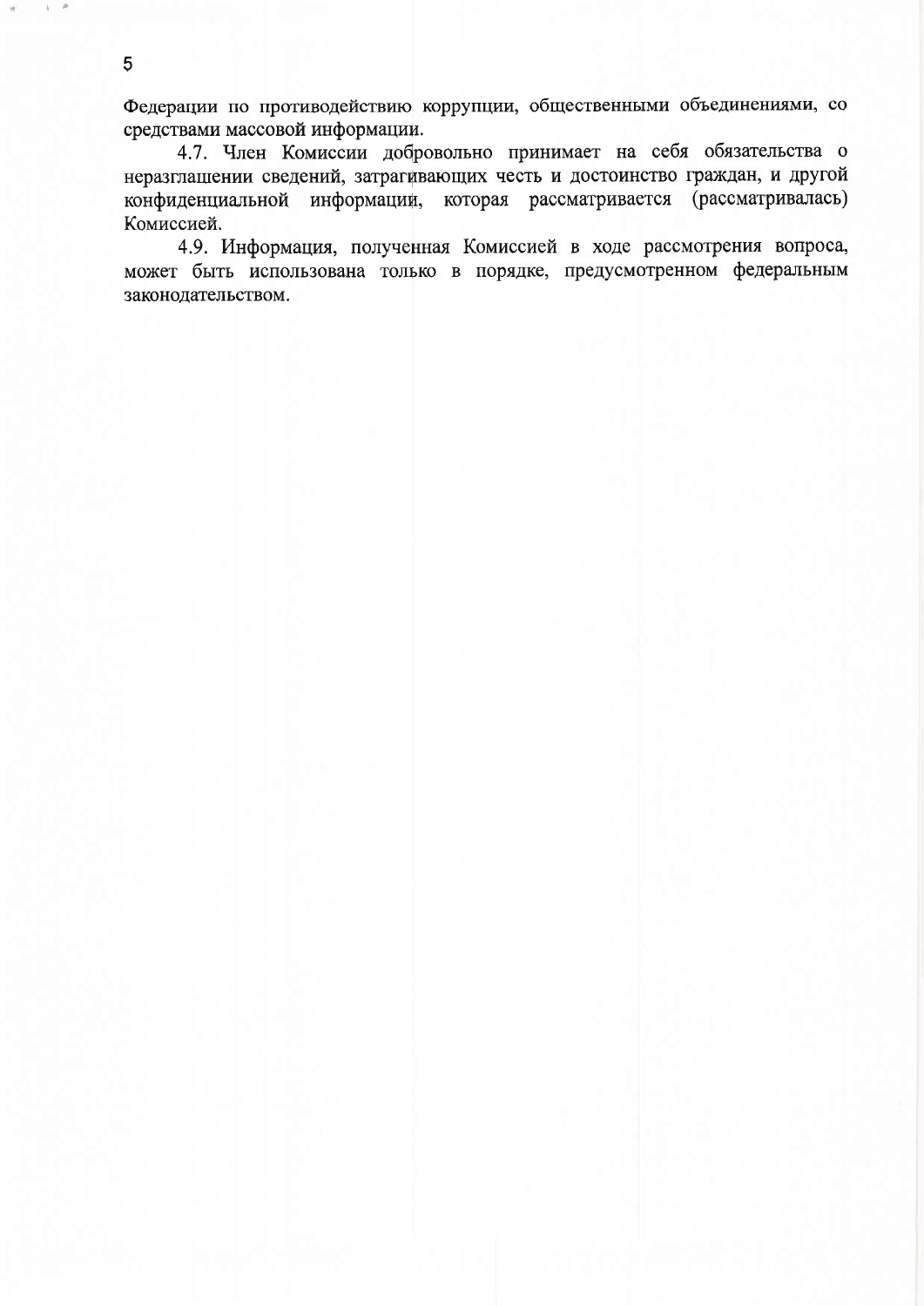Федерации по противодействию коррупции, общественными объединениями, со средствами массовой информации.

4.7. Член Комиссии добровольно принимает на себя обязательства о неразглашении сведений, затрагивающих честь и достоинство граждан, и другой конфиденциальной информации, которая рассматривается (рассматривалась) Комиссией.

4.9. Информация, полученная Комиссией в ходе рассмотрения вопроса, может быть использована только в порядке, предусмотренном федеральным законодательством.